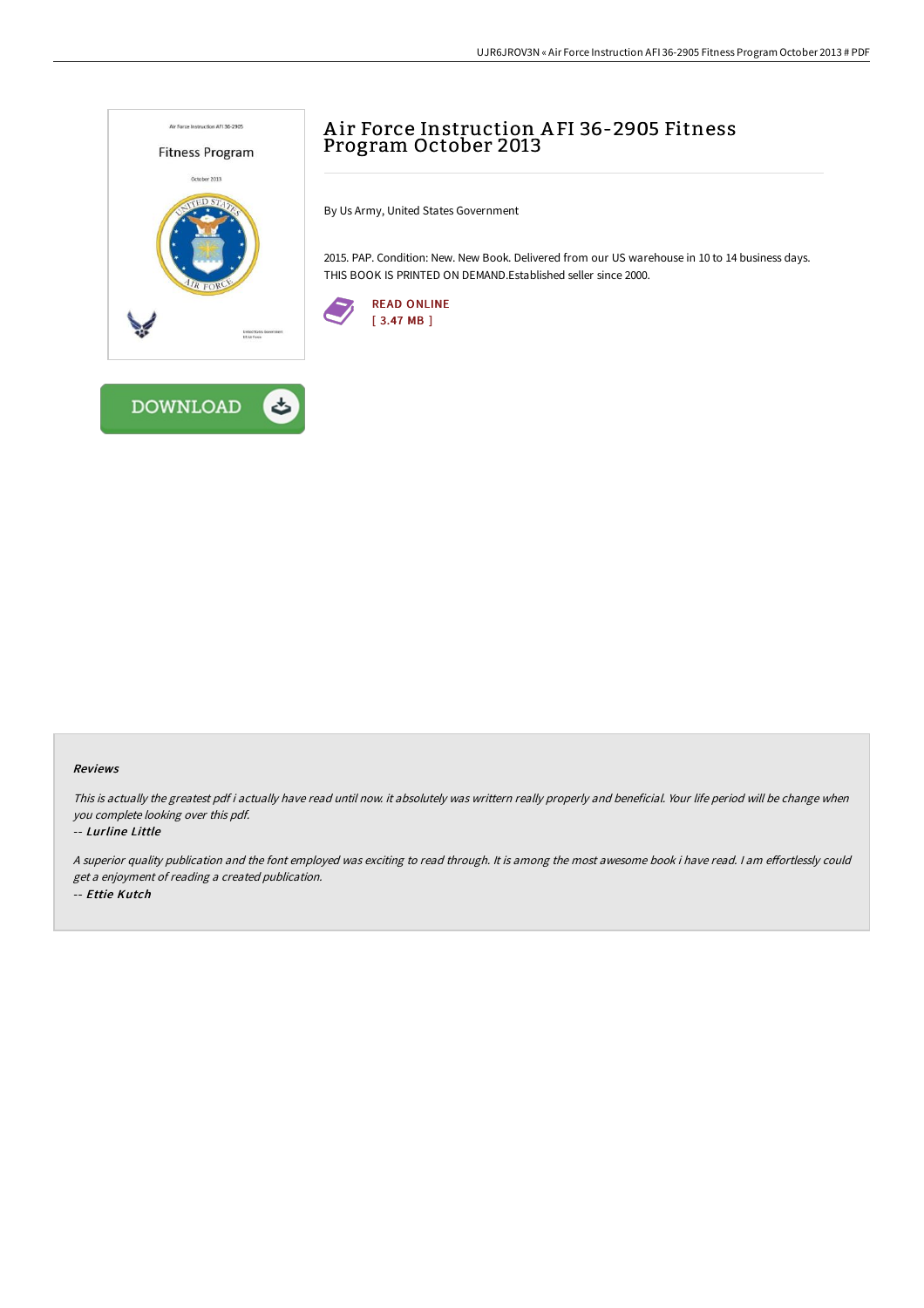# Air Force Instruction AFI 36-2905 Fitness Program October 2013

By Us Army, United States Government

2015. PAP. Condition: New. New Book. Delivered from our US warehouse in 10 to 14 business days. THIS BOOK IS PRINTED ON DEMAND.Established seller since 2000.

READ ONLINE
[ 3.47 MB ]

DOWNLOAD

### Reviews

*This is actually the greatest pdf i actually have read until now. it absolutely was writtern really properly and beneficial. Your life period will be change when you complete looking over this pdf.*

*-- Lurline Little*

*A superior quality publication and the font employed was exciting to read through. It is among the most awesome book i have read. I am effortlessly could get a enjoyment of reading a created publication.*

*-- Ettie Kutch*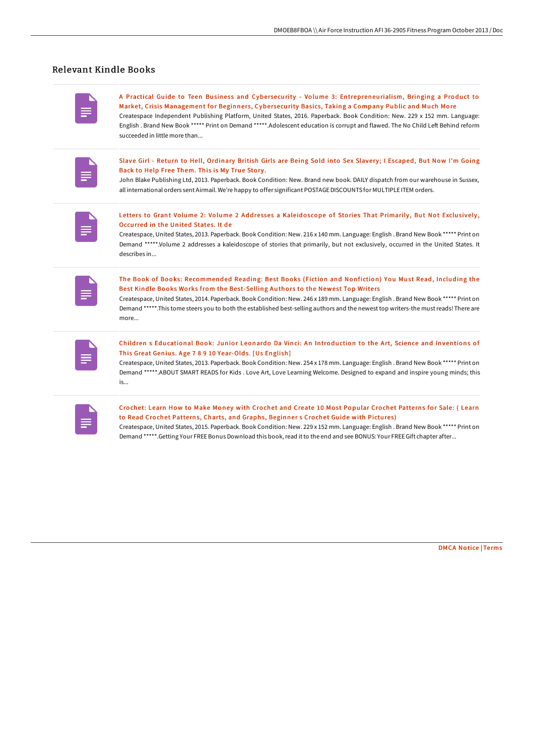## Relevant Kindle Books

**A Practical Guide to Teen Business and Cybersecurity - Volume 3: Entrepreneurialism, Bringing a Product to Market, Crisis Management for Beginners, Cybersecurity Basics, Taking a Company Public and Much More**

Createspace Independent Publishing Platform, United States, 2016. Paperback. Book Condition: New. 229 x 152 mm. Language: English . Brand New Book ***** Print on Demand *****.Adolescent education is corrupt and flawed. The No Child Left Behind reform succeeded in little more than...

**Slave Girl - Return to Hell, Ordinary British Girls are Being Sold into Sex Slavery; I Escaped, But Now I'm Going Back to Help Free Them. This is My True Story.**

John Blake Publishing Ltd, 2013. Paperback. Book Condition: New. Brand new book. DAILY dispatch from our warehouse in Sussex, all international orders sent Airmail. We're happy to offer significant POSTAGE DISCOUNTS for MULTIPLE ITEM orders.

**Letters to Grant Volume 2: Volume 2 Addresses a Kaleidoscope of Stories That Primarily, But Not Exclusively, Occurred in the United States. It de**

Createspace, United States, 2013. Paperback. Book Condition: New. 216 x 140 mm. Language: English . Brand New Book ***** Print on Demand *****.Volume 2 addresses a kaleidoscope of stories that primarily, but not exclusively, occurred in the United States. It describes in...

**The Book of Books: Recommended Reading: Best Books (Fiction and Nonfiction) You Must Read, Including the Best Kindle Books Works from the Best-Selling Authors to the Newest Top Writers**

Createspace, United States, 2014. Paperback. Book Condition: New. 246 x 189 mm. Language: English . Brand New Book ***** Print on Demand *****.This tome steers you to both the established best-selling authors and the newest top writers-the must reads! There are more...

**Children s Educational Book: Junior Leonardo Da Vinci: An Introduction to the Art, Science and Inventions of This Great Genius. Age 7 8 9 10 Year-Olds. [Us English]**

Createspace, United States, 2013. Paperback. Book Condition: New. 254 x 178 mm. Language: English . Brand New Book ***** Print on Demand *****.ABOUT SMART READS for Kids . Love Art, Love Learning Welcome. Designed to expand and inspire young minds; this is...

**Crochet: Learn How to Make Money with Crochet and Create 10 Most Popular Crochet Patterns for Sale: ( Learn to Read Crochet Patterns, Charts, and Graphs, Beginner s Crochet Guide with Pictures)**

Createspace, United States, 2015. Paperback. Book Condition: New. 229 x 152 mm. Language: English . Brand New Book ***** Print on Demand *****.Getting Your FREE Bonus Download this book, read it to the end and see BONUS: Your FREE Gift chapter after...